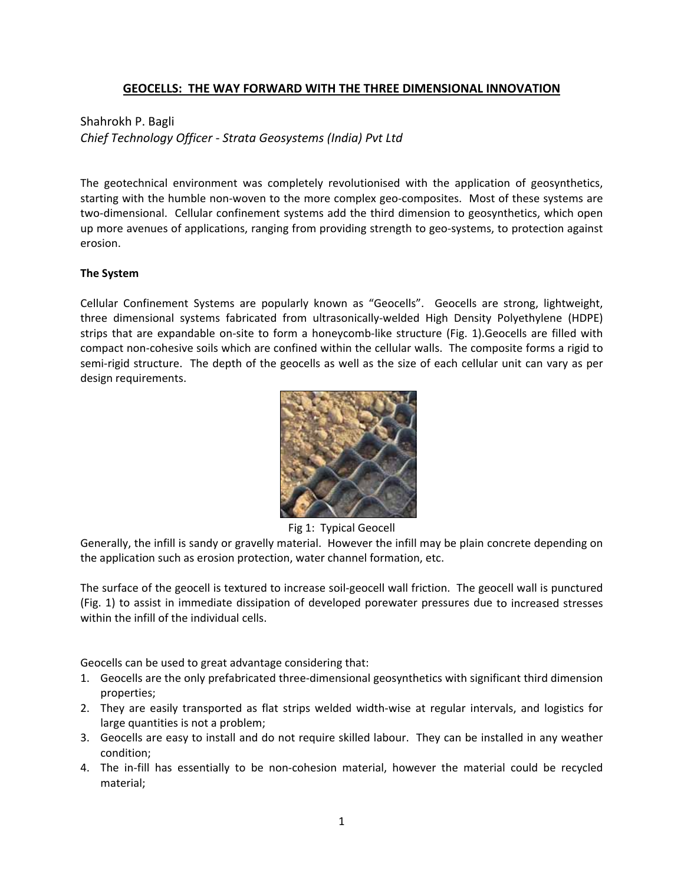# GEOCELLS: THE WAY FORWARD WITH THE THREE DIMENSIONAL INNOVATION

Shahrokh P. Bagli

*Chief Technology Officer - Strata Geosystems (India) Pvt Ltd*

The geotechnical environment was completely revolutionised with the application of geosynthetics, starting with the humble non-woven to the more complex geo-composites. Most of these systems are two-dimensional. Cellular confinement systems add the third dimension to geosynthetics, which open up more avenues of applications, ranging from providing strength to geo-systems, to protection against erosion.

## The System

Cellular Confinement Systems are popularly known as "Geocells". Geocells are strong, lightweight, three dimensional systems fabricated from ultrasonically-welded High Density Polyethylene (HDPE) strips that are expandable on-site to form a honeycomb-like structure (Fig. 1).Geocells are filled with compact non-cohesive soils which are confined within the cellular walls. The composite forms a rigid to semi-rigid structure. The depth of the geocells as well as the size of each cellular unit can vary as per design requirements.

Fig 1: Typical Geocell

Generally, the infill is sandy or gravelly material. However the infill may be plain concrete depending on the application such as erosion protection, water channel formation, etc.

The surface of the geocell is textured to increase soil-geocell wall friction. The geocell wall is punctured (Fig. 1) to assist in immediate dissipation of developed porewater pressures due to increased stresses within the infill of the individual cells.

Geocells can be used to great advantage considering that:

1. Geocells are the only prefabricated three-dimensional geosynthetics with significant third dimension properties;
2. They are easily transported as flat strips welded width-wise at regular intervals, and logistics for large quantities is not a problem;
3. Geocells are easy to install and do not require skilled labour. They can be installed in any weather condition;
4. The in-fill has essentially to be non-cohesion material, however the material could be recycled material;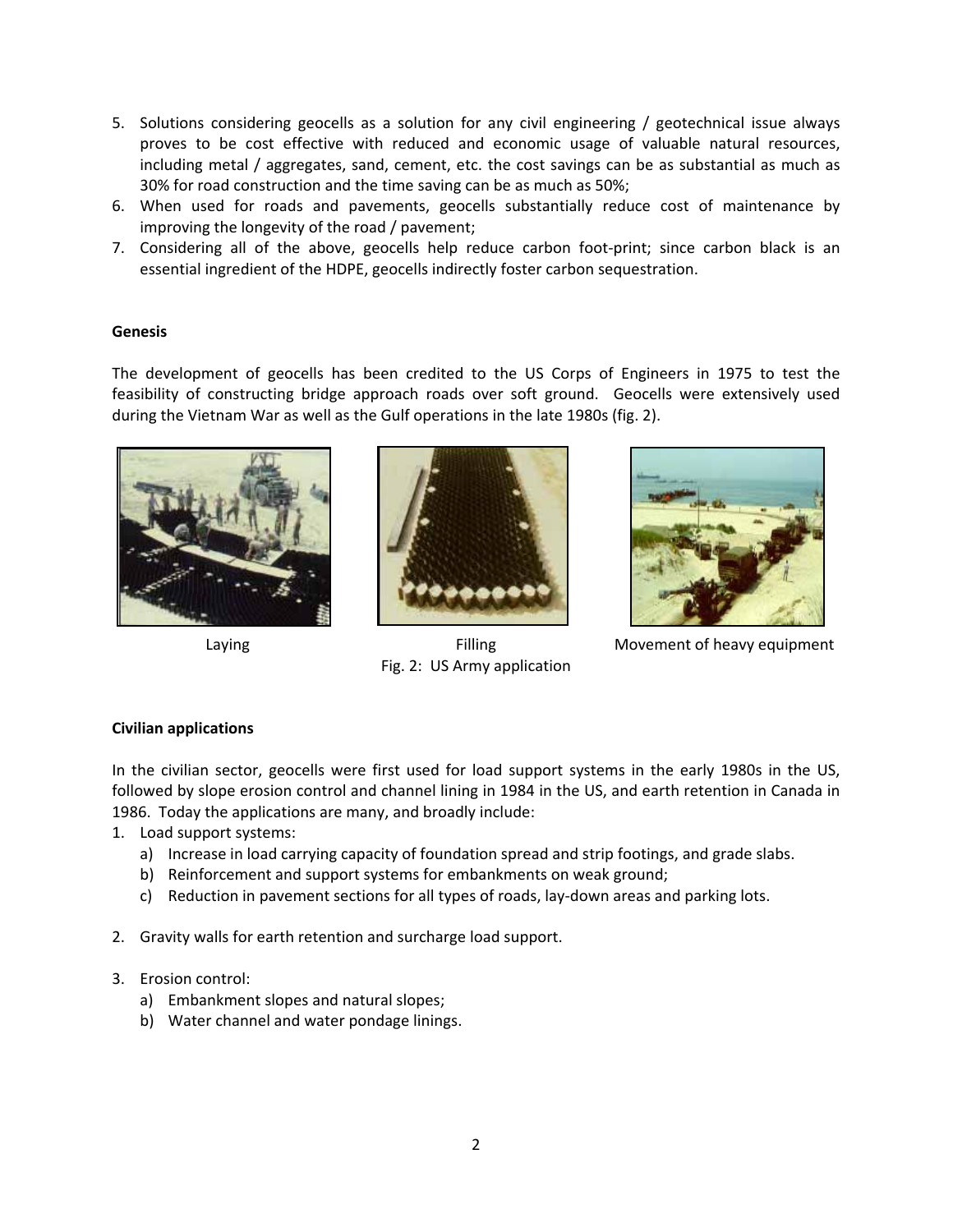5. Solutions considering geocells as a solution for any civil engineering / geotechnical issue always proves to be cost effective with reduced and economic usage of valuable natural resources, including metal / aggregates, sand, cement, etc. the cost savings can be as substantial as much as 30% for road construction and the time saving can be as much as 50%;
6. When used for roads and pavements, geocells substantially reduce cost of maintenance by improving the longevity of the road / pavement;
7. Considering all of the above, geocells help reduce carbon foot-print; since carbon black is an essential ingredient of the HDPE, geocells indirectly foster carbon sequestration.

**Genesis**

The development of geocells has been credited to the US Corps of Engineers in 1975 to test the feasibility of constructing bridge approach roads over soft ground. Geocells were extensively used during the Vietnam War as well as the Gulf operations in the late 1980s (fig. 2).

Laying Filling Movement of heavy equipment

Fig. 2: US Army application

**Civilian applications**

In the civilian sector, geocells were first used for load support systems in the early 1980s in the US, followed by slope erosion control and channel lining in 1984 in the US, and earth retention in Canada in 1986. Today the applications are many, and broadly include:

1. Load support systems:
   a) Increase in load carrying capacity of foundation spread and strip footings, and grade slabs.
   b) Reinforcement and support systems for embankments on weak ground;
   c) Reduction in pavement sections for all types of roads, lay-down areas and parking lots.

2. Gravity walls for earth retention and surcharge load support.

3. Erosion control:
   a) Embankment slopes and natural slopes;
   b) Water channel and water pondage linings.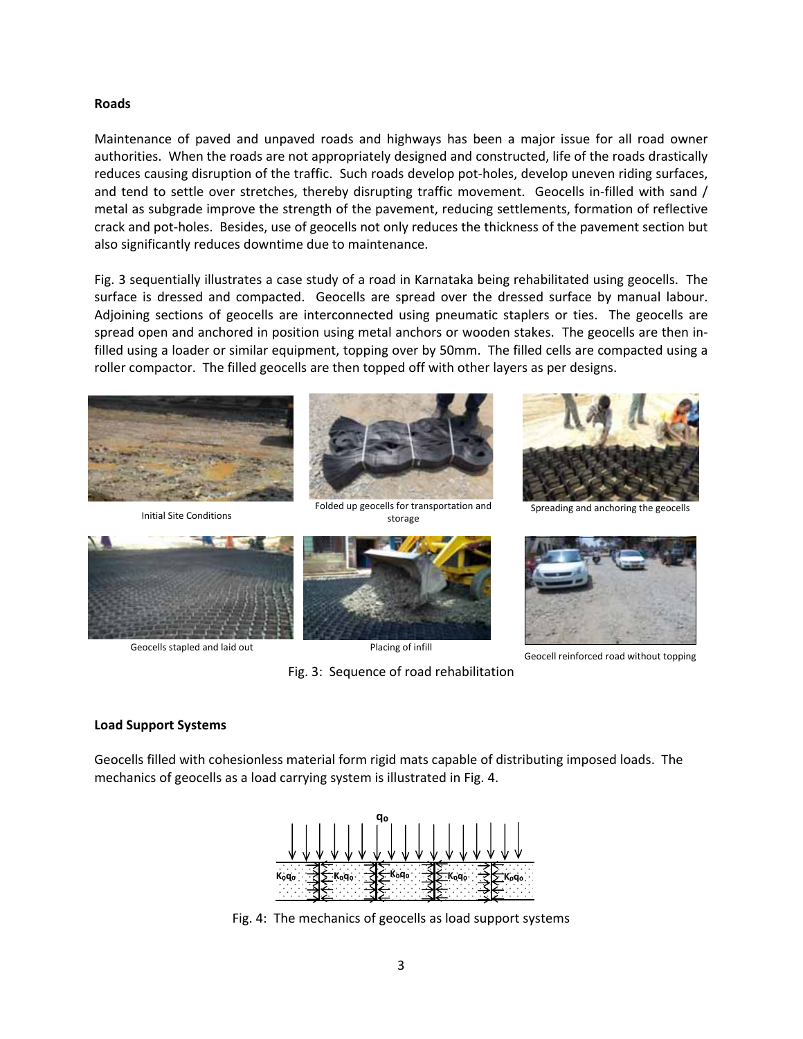**Roads**

Maintenance of paved and unpaved roads and highways has been a major issue for all road owner authorities. When the roads are not appropriately designed and constructed, life of the roads drastically reduces causing disruption of the traffic. Such roads develop pot-holes, develop uneven riding surfaces, and tend to settle over stretches, thereby disrupting traffic movement. Geocells in-filled with sand / metal as subgrade improve the strength of the pavement, reducing settlements, formation of reflective crack and pot-holes. Besides, use of geocells not only reduces the thickness of the pavement section but also significantly reduces downtime due to maintenance.

Fig. 3 sequentially illustrates a case study of a road in Karnataka being rehabilitated using geocells. The surface is dressed and compacted. Geocells are spread over the dressed surface by manual labour. Adjoining sections of geocells are interconnected using pneumatic staplers or ties. The geocells are spread open and anchored in position using metal anchors or wooden stakes. The geocells are then in-filled using a loader or similar equipment, topping over by 50mm. The filled cells are compacted using a roller compactor. The filled geocells are then topped off with other layers as per designs.

Initial Site Conditions

Folded up geocells for transportation and storage

Spreading and anchoring the geocells

Geocells stapled and laid out

Placing of infill

Geocell reinforced road without topping

Fig. 3: Sequence of road rehabilitation

**Load Support Systems**

Geocells filled with cohesionless material form rigid mats capable of distributing imposed loads. The mechanics of geocells as a load carrying system is illustrated in Fig. 4.

Fig. 4: The mechanics of geocells as load support systems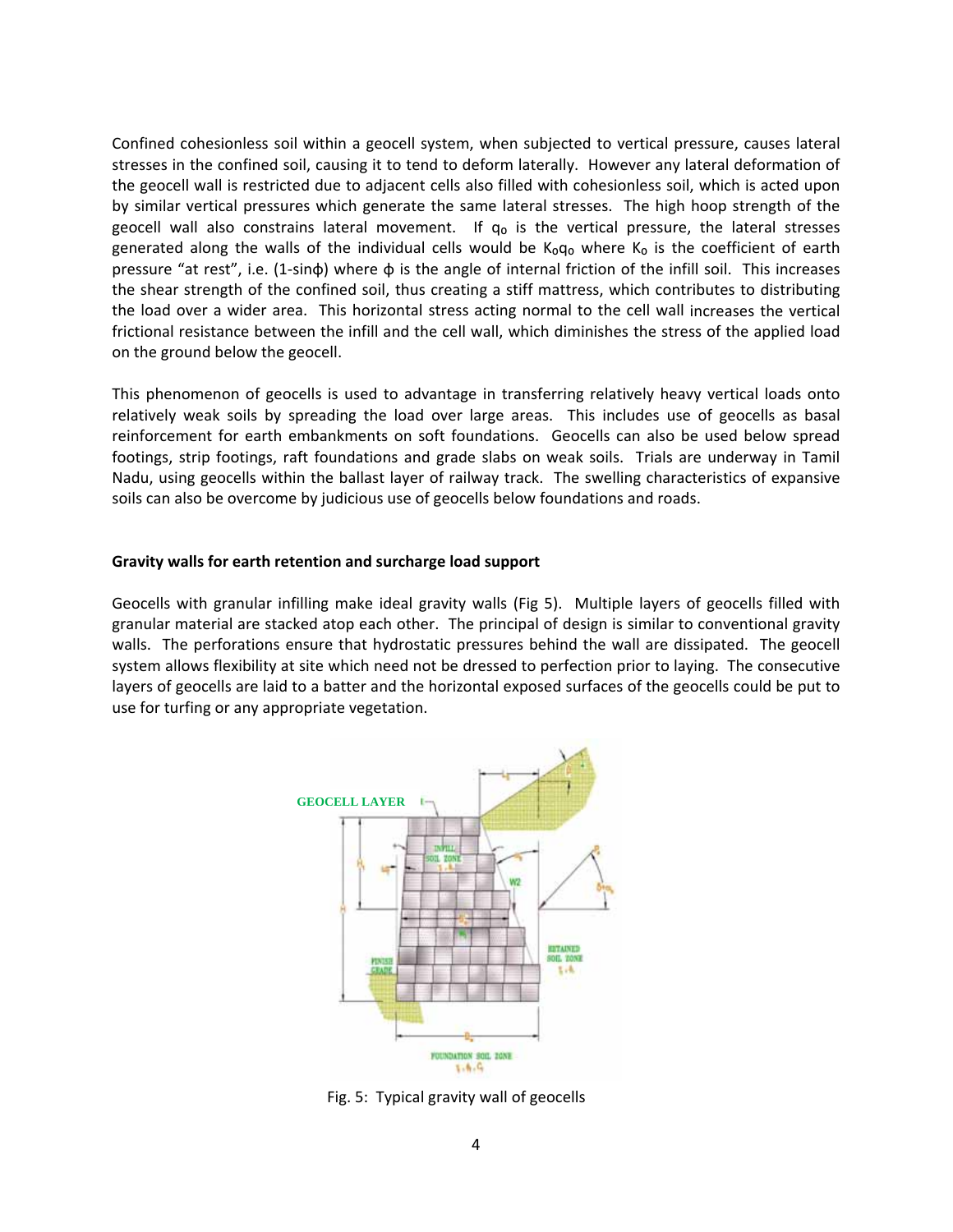Confined cohesionless soil within a geocell system, when subjected to vertical pressure, causes lateral stresses in the confined soil, causing it to tend to deform laterally. However any lateral deformation of the geocell wall is restricted due to adjacent cells also filled with cohesionless soil, which is acted upon by similar vertical pressures which generate the same lateral stresses. The high hoop strength of the geocell wall also constrains lateral movement. If $q_o$ is the vertical pressure, the lateral stresses generated along the walls of the individual cells would be $K_o q_o$ where $K_o$ is the coefficient of earth pressure "at rest", i.e. ($1-\sin\phi$) where $\phi$ is the angle of internal friction of the infill soil. This increases the shear strength of the confined soil, thus creating a stiff mattress, which contributes to distributing the load over a wider area. This horizontal stress acting normal to the cell wall increases the vertical frictional resistance between the infill and the cell wall, which diminishes the stress of the applied load on the ground below the geocell.

This phenomenon of geocells is used to advantage in transferring relatively heavy vertical loads onto relatively weak soils by spreading the load over large areas. This includes use of geocells as basal reinforcement for earth embankments on soft foundations. Geocells can also be used below spread footings, strip footings, raft foundations and grade slabs on weak soils. Trials are underway in Tamil Nadu, using geocells within the ballast layer of railway track. The swelling characteristics of expansive soils can also be overcome by judicious use of geocells below foundations and roads.

**Gravity walls for earth retention and surcharge load support**

Geocells with granular infilling make ideal gravity walls (Fig 5). Multiple layers of geocells filled with granular material are stacked atop each other. The principal of design is similar to conventional gravity walls. The perforations ensure that hydrostatic pressures behind the wall are dissipated. The geocell system allows flexibility at site which need not be dressed to perfection prior to laying. The consecutive layers of geocells are laid to a batter and the horizontal exposed surfaces of the geocells could be put to use for turfing or any appropriate vegetation.

Fig. 5: Typical gravity wall of geocells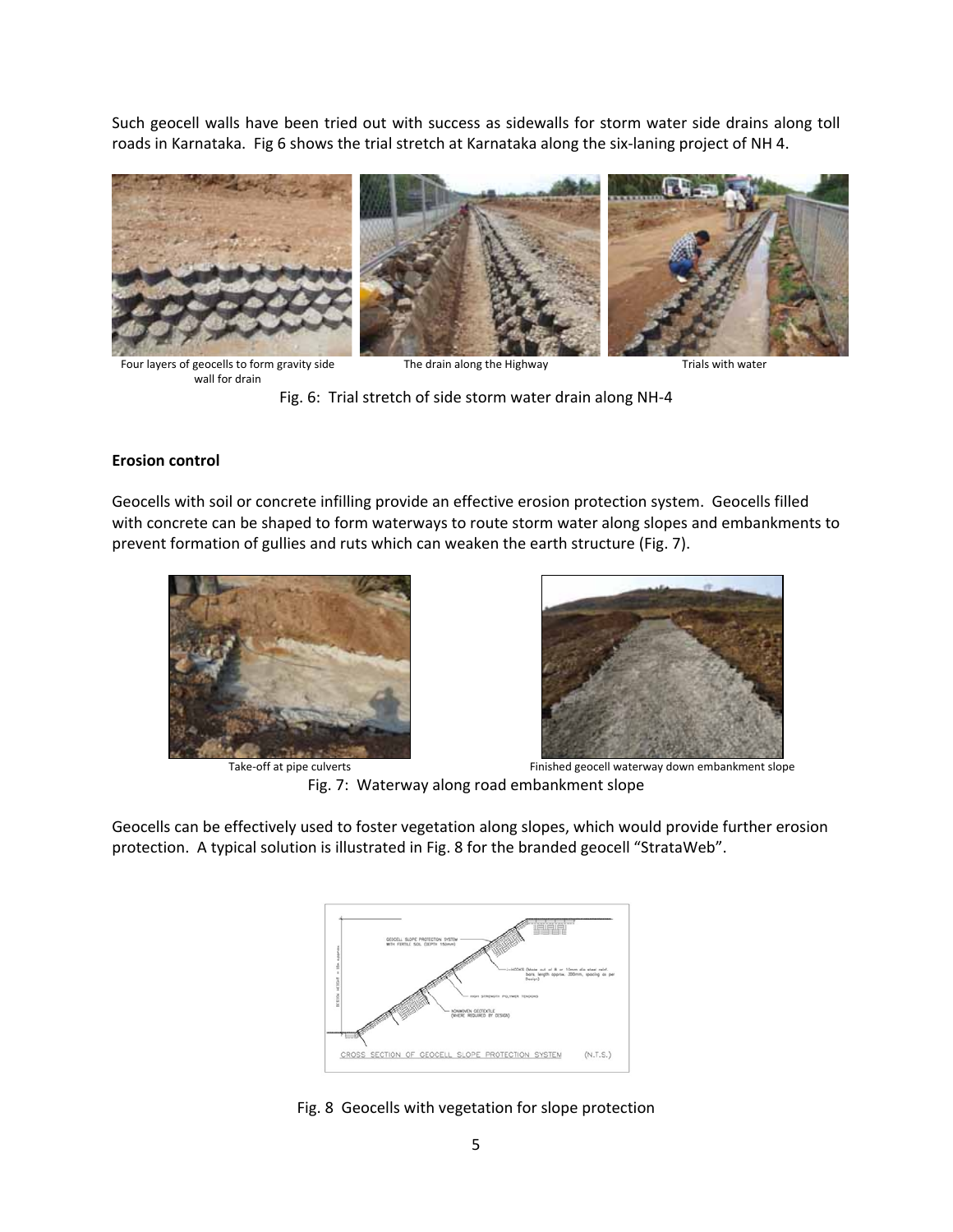Such geocell walls have been tried out with success as sidewalls for storm water side drains along toll roads in Karnataka. Fig 6 shows the trial stretch at Karnataka along the six-laning project of NH 4.

Four layers of geocells to form gravity side wall for drain

The drain along the Highway

Trials with water

Fig. 6: Trial stretch of side storm water drain along NH-4

**Erosion control**

Geocells with soil or concrete infilling provide an effective erosion protection system. Geocells filled with concrete can be shaped to form waterways to route storm water along slopes and embankments to prevent formation of gullies and ruts which can weaken the earth structure (Fig. 7).

Take-off at pipe culverts

Finished geocell waterway down embankment slope

Fig. 7: Waterway along road embankment slope

Geocells can be effectively used to foster vegetation along slopes, which would provide further erosion protection. A typical solution is illustrated in Fig. 8 for the branded geocell "StrataWeb".

Fig. 8 Geocells with vegetation for slope protection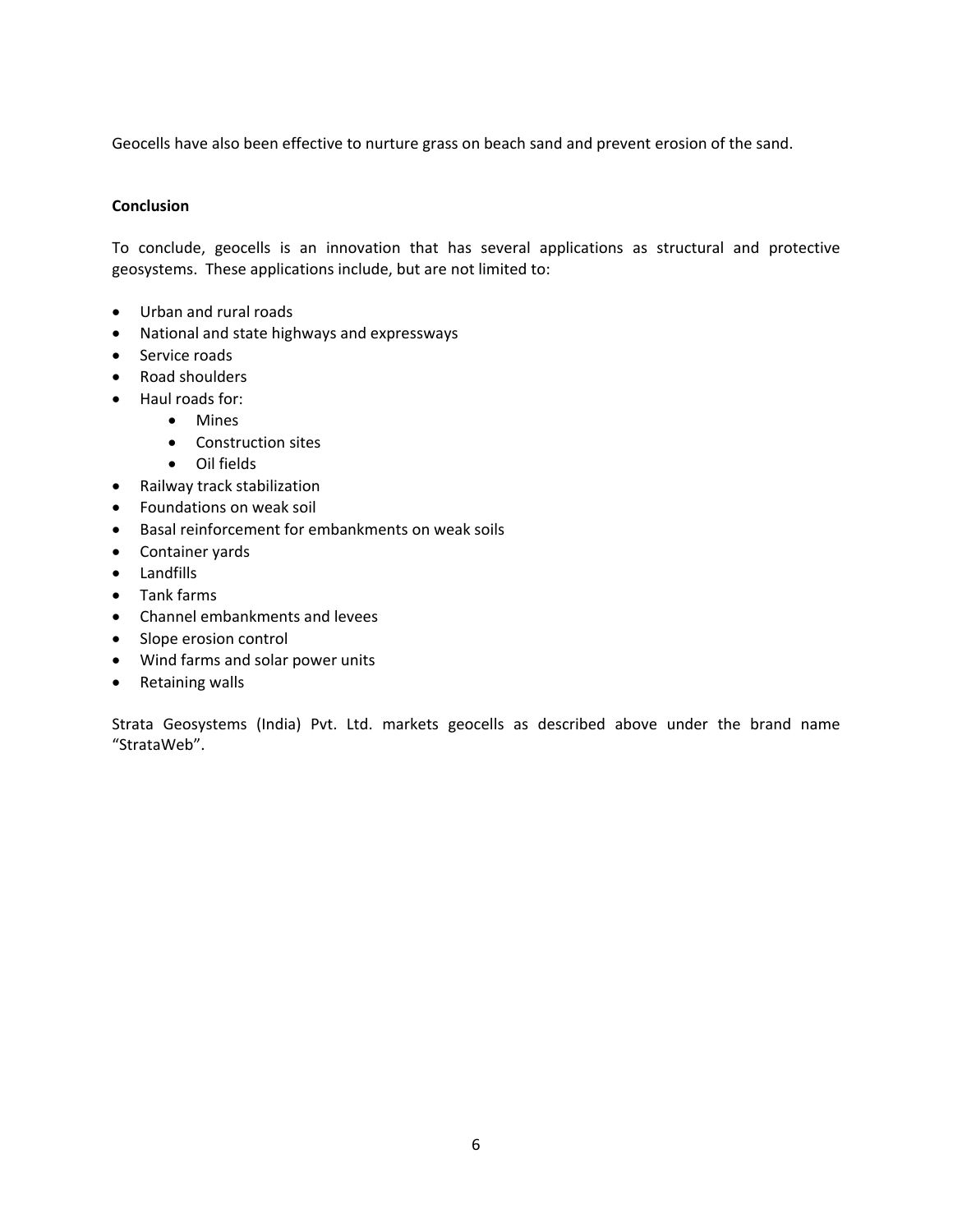Geocells have also been effective to nurture grass on beach sand and prevent erosion of the sand.

**Conclusion**

To conclude, geocells is an innovation that has several applications as structural and protective geosystems. These applications include, but are not limited to:

- Urban and rural roads
- National and state highways and expressways
- Service roads
- Road shoulders
- Haul roads for:
  - Mines
  - Construction sites
  - Oil fields
- Railway track stabilization
- Foundations on weak soil
- Basal reinforcement for embankments on weak soils
- Container yards
- Landfills
- Tank farms
- Channel embankments and levees
- Slope erosion control
- Wind farms and solar power units
- Retaining walls

Strata Geosystems (India) Pvt. Ltd. markets geocells as described above under the brand name "StrataWeb".